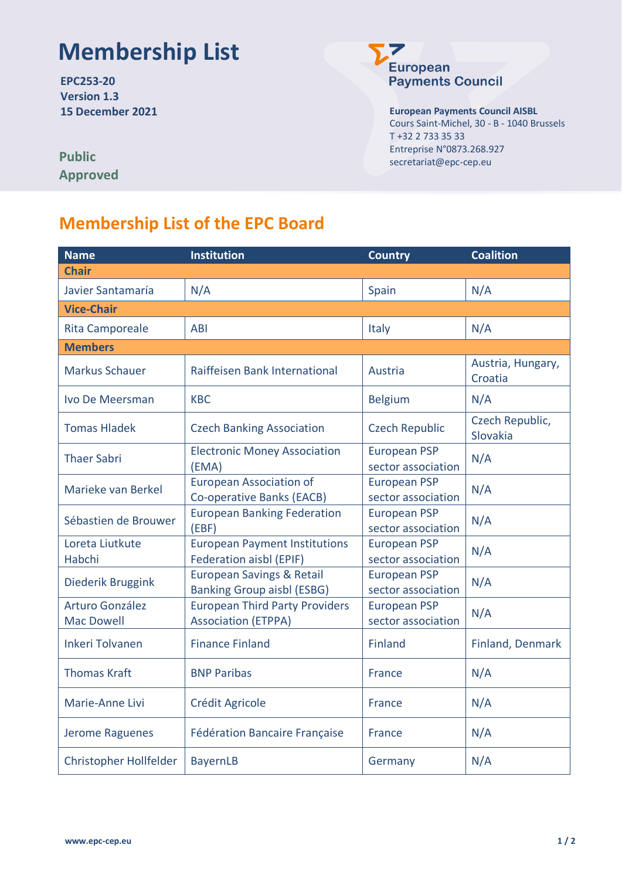# Membership List

**EPC253-20**
**Version 1.3**
**15 December 2021**

**Public**
**Approved**

European Payments Council

**European Payments Council AISBL**
Cours Saint-Michel, 30 - B - 1040 Brussels
T +32 2 733 35 33
Entreprise N°0873.268.927
secretariat@epc-cep.eu

## Membership List of the EPC Board

| Name | Institution | Country | Coalition |
| --- | --- | --- | --- |
| **Chair** | | | |
| Javier Santamaría | N/A | Spain | N/A |
| **Vice-Chair** | | | |
| Rita Camporeale | ABI | Italy | N/A |
| **Members** | | | |
| Markus Schauer | Raiffeisen Bank International | Austria | Austria, Hungary, Croatia |
| Ivo De Meersman | KBC | Belgium | N/A |
| Tomas Hladek | Czech Banking Association | Czech Republic | Czech Republic, Slovakia |
| Thaer Sabri | Electronic Money Association (EMA) | European PSP sector association | N/A |
| Marieke van Berkel | European Association of Co-operative Banks (EACB) | European PSP sector association | N/A |
| Sébastien de Brouwer | European Banking Federation (EBF) | European PSP sector association | N/A |
| Loreta Liutkute Habchi | European Payment Institutions Federation aisbl (EPIF) | European PSP sector association | N/A |
| Diederik Bruggink | European Savings & Retail Banking Group aisbl (ESBG) | European PSP sector association | N/A |
| Arturo González Mac Dowell | European Third Party Providers Association (ETPPA) | European PSP sector association | N/A |
| Inkeri Tolvanen | Finance Finland | Finland | Finland, Denmark |
| Thomas Kraft | BNP Paribas | France | N/A |
| Marie-Anne Livi | Crédit Agricole | France | N/A |
| Jerome Raguenes | Fédération Bancaire Française | France | N/A |
| Christopher Hollfelder | BayernLB | Germany | N/A |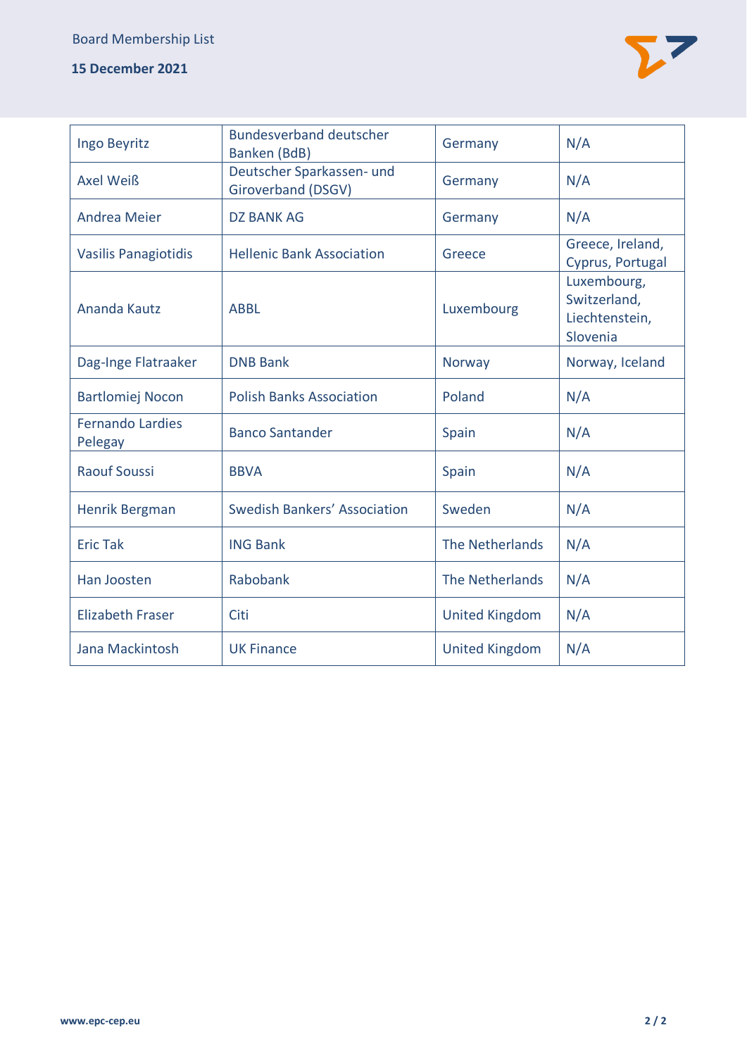| | | | |
|---|---|---|---|
| Ingo Beyritz | Bundesverband deutscher Banken (BdB) | Germany | N/A |
| Axel Weiß | Deutscher Sparkassen- und Giroverband (DSGV) | Germany | N/A |
| Andrea Meier | DZ BANK AG | Germany | N/A |
| Vasilis Panagiotidis | Hellenic Bank Association | Greece | Greece, Ireland, Cyprus, Portugal |
| Ananda Kautz | ABBL | Luxembourg | Luxembourg, Switzerland, Liechtenstein, Slovenia |
| Dag-Inge Flatraaker | DNB Bank | Norway | Norway, Iceland |
| Bartlomiej Nocon | Polish Banks Association | Poland | N/A |
| Fernando Lardies Pelegay | Banco Santander | Spain | N/A |
| Raouf Soussi | BBVA | Spain | N/A |
| Henrik Bergman | Swedish Bankers' Association | Sweden | N/A |
| Eric Tak | ING Bank | The Netherlands | N/A |
| Han Joosten | Rabobank | The Netherlands | N/A |
| Elizabeth Fraser | Citi | United Kingdom | N/A |
| Jana Mackintosh | UK Finance | United Kingdom | N/A |